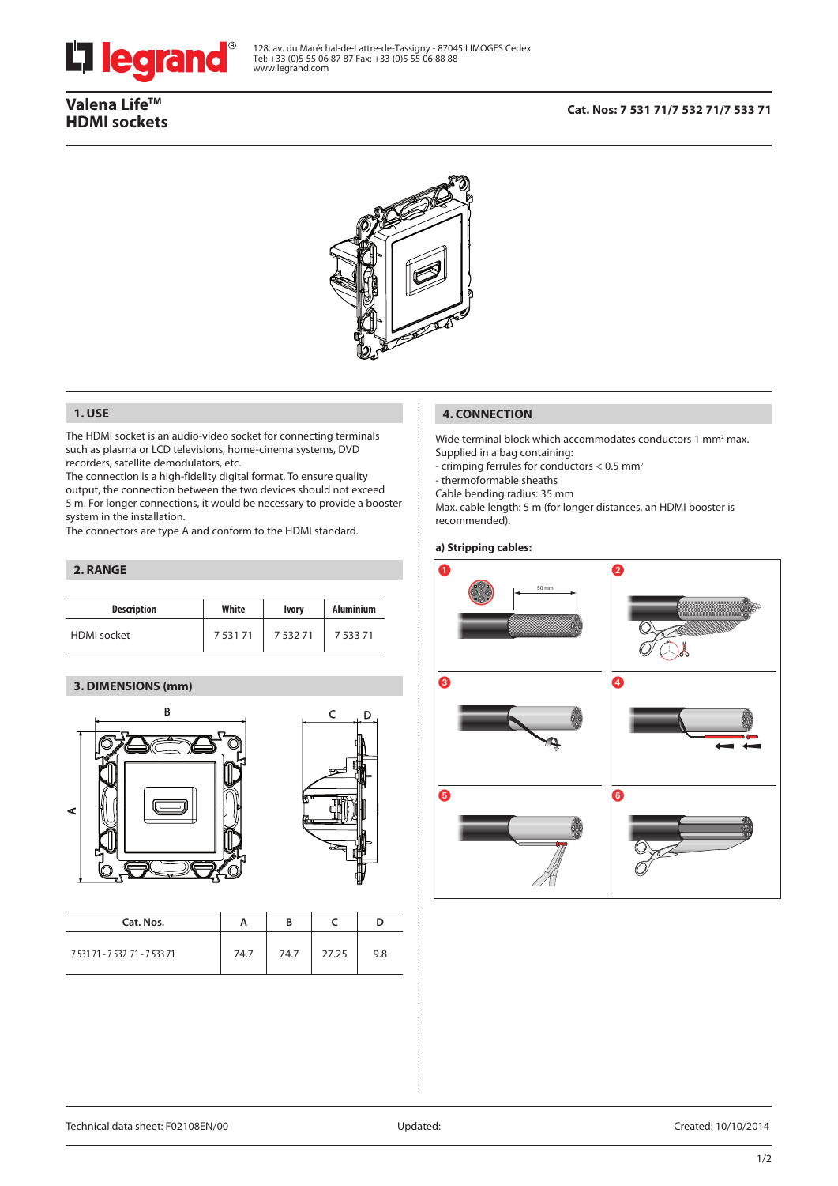128, av. du Maréchal-de-Lattre-de-Tassigny - 87045 LIMOGES Cedex
Tel: +33 (0)5 55 06 87 87 Fax: +33 (0)5 55 06 88 88
www.legrand.com

# Valena Life™ HDMI sockets

**Cat. Nos: 7 531 71/7 532 71/7 533 71**

## 1. USE

The HDMI socket is an audio-video socket for connecting terminals such as plasma or LCD televisions, home-cinema systems, DVD recorders, satellite demodulators, etc.
The connection is a high-fidelity digital format. To ensure quality output, the connection between the two devices should not exceed 5 m. For longer connections, it would be necessary to provide a booster system in the installation.
The connectors are type A and conform to the HDMI standard.

## 2. RANGE

| Description | White | Ivory | Aluminium |
|---|---|---|---|
| HDMI socket | 7 531 71 | 7 532 71 | 7 533 71 |

## 3. DIMENSIONS (mm)

| Cat. Nos. | A | B | C | D |
|---|---|---|---|---|
| 7 531 71 - 7 532 71 - 7 533 71 | 74.7 | 74.7 | 27.25 | 9.8 |

## 4. CONNECTION

Wide terminal block which accommodates conductors 1 mm² max.
Supplied in a bag containing:
- crimping ferrules for conductors < 0.5 mm²
- thermoformable sheaths

Cable bending radius: 35 mm
Max. cable length: 5 m (for longer distances, an HDMI booster is recommended).

**a) Stripping cables:**

1 — 50 mm

2

3

4

5

6

Technical data sheet: F02108EN/00 Updated: Created: 10/10/2014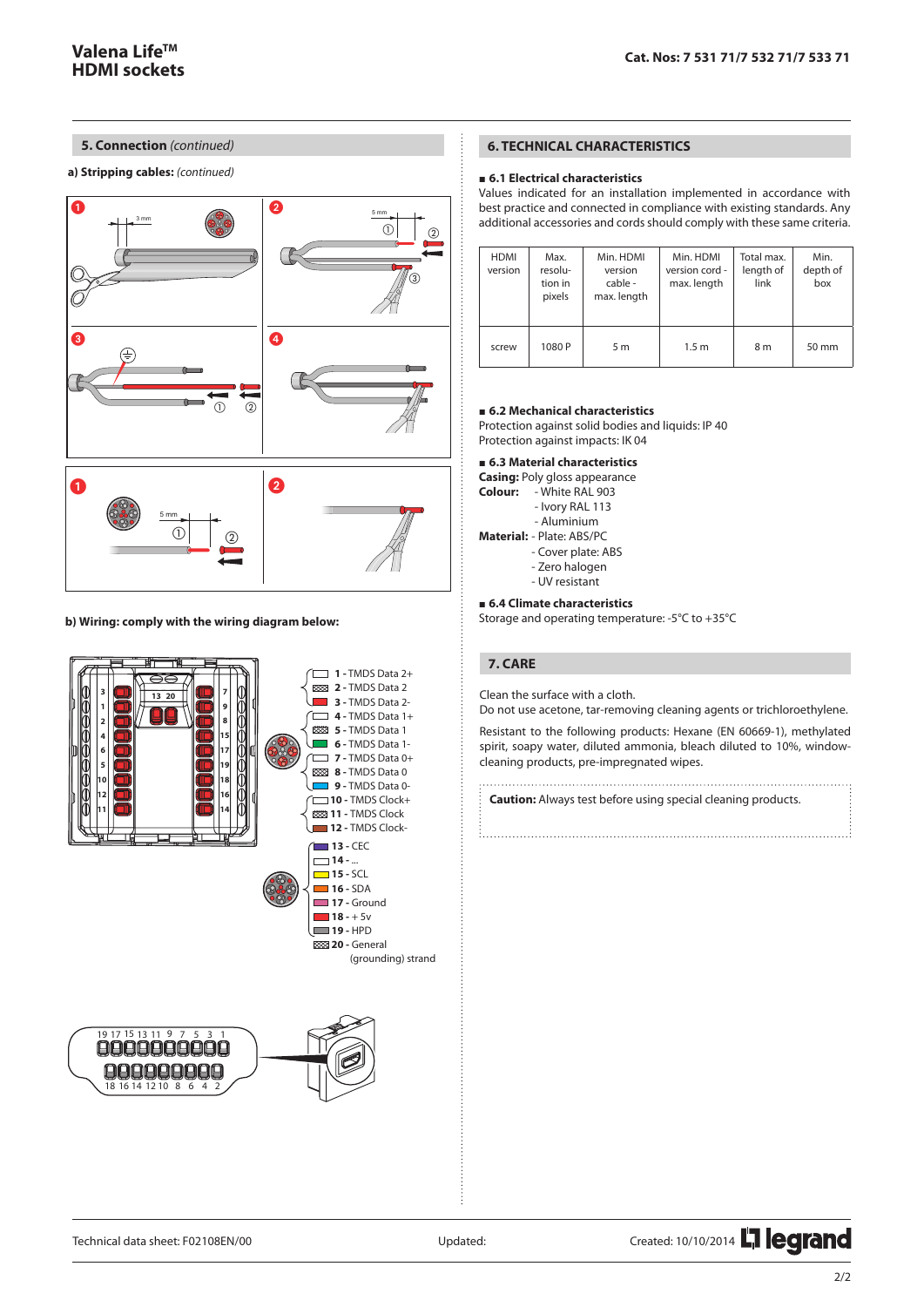## 5. Connection *(continued)*

**a) Stripping cables:** *(continued)*

3 mm

5 mm

① ② ③

① ②

5 mm

① ②

**b) Wiring: comply with the wiring diagram below:**

13 20

1 - TMDS Data 2+
2 - TMDS Data 2
3 - TMDS Data 2-
4 - TMDS Data 1+
5 - TMDS Data 1
6 - TMDS Data 1-
7 - TMDS Data 0+
8 - TMDS Data 0
9 - TMDS Data 0-
10 - TMDS Clock+
11 - TMDS Clock
12 - TMDS Clock-
13 - CEC
14 - ...
15 - SCL
16 - SDA
17 - Ground
18 - + 5v
19 - HPD
20 - General (grounding) strand

19 17 15 13 11 9 7 5 3 1
18 16 14 12 10 8 6 4 2

## 6. TECHNICAL CHARACTERISTICS

### 6.1 Electrical characteristics

Values indicated for an installation implemented in accordance with best practice and connected in compliance with existing standards. Any additional accessories and cords should comply with these same criteria.

| HDMI version | Max. resolution in pixels | Min. HDMI version cable - max. length | Min. HDMI version cord - max. length | Total max. length of link | Min. depth of box |
|---|---|---|---|---|---|
| screw | 1080 P | 5 m | 1.5 m | 8 m | 50 mm |

### 6.2 Mechanical characteristics

Protection against solid bodies and liquids: IP 40
Protection against impacts: IK 04

### 6.3 Material characteristics

**Casing:** Poly gloss appearance
**Colour:** - White RAL 903
- Ivory RAL 113
- Aluminium

**Material:** - Plate: ABS/PC
- Cover plate: ABS
- Zero halogen
- UV resistant

### 6.4 Climate characteristics

Storage and operating temperature: -5°C to +35°C

## 7. CARE

Clean the surface with a cloth.
Do not use acetone, tar-removing cleaning agents or trichloroethylene.

Resistant to the following products: Hexane (EN 60669-1), methylated spirit, soapy water, diluted ammonia, bleach diluted to 10%, window-cleaning products, pre-impregnated wipes.

**Caution:** Always test before using special cleaning products.

Technical data sheet: F02108EN/00 Updated: Created: 10/10/2014